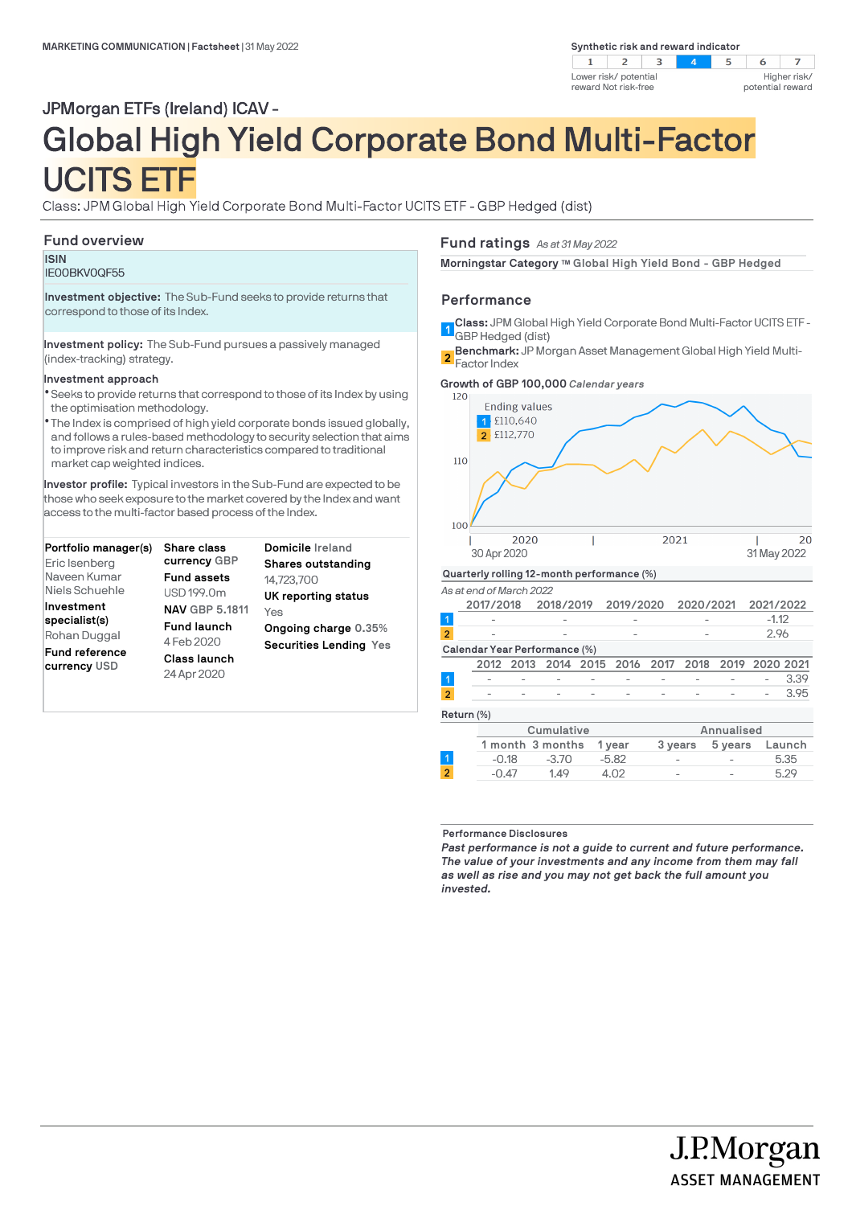MARKETING COMMUNICATION | Factsheet | 31 May 2022

**Synthetic risk and reward indicator**

| 1 | 2 | 3 | 4 | 5 | 6 | 7 |
|---|---|---|---|---|---|---|

Lower risk/ potential reward Not risk-free — Higher risk/ potential reward

## JPMorgan ETFs (Ireland) ICAV -

# Global High Yield Corporate Bond Multi-Factor UCITS ETF

Class: JPM Global High Yield Corporate Bond Multi-Factor UCITS ETF - GBP Hedged (dist)

## Fund overview

**ISIN**
IE00BKV0QF55

**Investment objective:** The Sub-Fund seeks to provide returns that correspond to those of its Index.

**Investment policy:** The Sub-Fund pursues a passively managed (index-tracking) strategy.

**Investment approach**

- Seeks to provide returns that correspond to those of its Index by using the optimisation methodology.
- The Index is comprised of high yield corporate bonds issued globally, and follows a rules-based methodology to security selection that aims to improve risk and return characteristics compared to traditional market cap weighted indices.

**Investor profile:** Typical investors in the Sub-Fund are expected to be those who seek exposure to the market covered by the Index and want access to the multi-factor based process of the Index.

**Portfolio manager(s)**
Eric Isenberg
Naveen Kumar
Niels Schuehle

**Investment specialist(s)**
Rohan Duggal

**Fund reference currency** USD

**Share class currency** GBP

**Fund assets**
USD 199.0m

**NAV** GBP 5.1811

**Fund launch**
4 Feb 2020

**Class launch**
24 Apr 2020

**Domicile** Ireland

**Shares outstanding**
14,723,700

**UK reporting status**
Yes

**Ongoing charge** 0.35%

**Securities Lending** Yes

## Fund ratings *As at 31 May 2022*

**Morningstar Category ™** Global High Yield Bond - GBP Hedged

## Performance

1 **Class:** JPM Global High Yield Corporate Bond Multi-Factor UCITS ETF - GBP Hedged (dist)

2 **Benchmark:** JP Morgan Asset Management Global High Yield Multi-Factor Index

**Growth of GBP 100,000** *Calendar years*

Ending values
1 £110,640
2 £112,770

30 Apr 2020 — 31 May 2022

**Quarterly rolling 12-month performance (%)**

*As at end of March 2022*

| | 2017/2018 | 2018/2019 | 2019/2020 | 2020/2021 | 2021/2022 |
|---|---|---|---|---|---|
| 1 | - | - | - | - | -1.12 |
| 2 | - | - | - | - | 2.96 |

**Calendar Year Performance (%)**

| | 2012 | 2013 | 2014 | 2015 | 2016 | 2017 | 2018 | 2019 | 2020 | 2021 |
|---|---|---|---|---|---|---|---|---|---|---|
| 1 | - | - | - | - | - | - | - | - | - | 3.39 |
| 2 | - | - | - | - | - | - | - | - | - | 3.95 |

**Return (%)**

| | Cumulative | | | Annualised | | |
|---|---|---|---|---|---|---|
| | 1 month | 3 months | 1 year | 3 years | 5 years | Launch |
| 1 | -0.18 | -3.70 | -5.82 | - | - | 5.35 |
| 2 | -0.47 | 1.49 | 4.02 | - | - | 5.29 |

**Performance Disclosures**

***Past performance is not a guide to current and future performance. The value of your investments and any income from them may fall as well as rise and you may not get back the full amount you invested.***

J.P.Morgan ASSET MANAGEMENT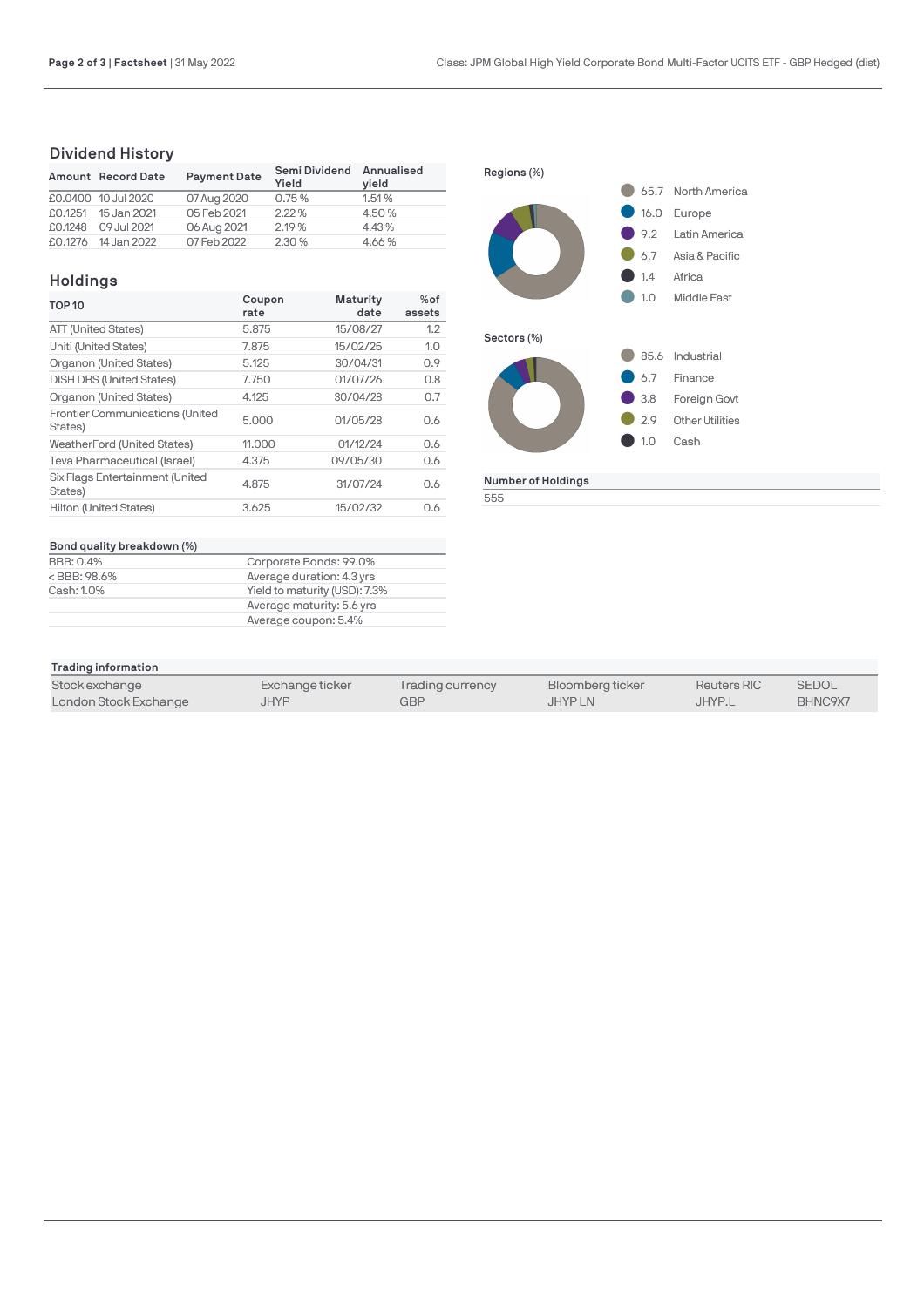## Dividend History

| Amount | Record Date | Payment Date | Semi Dividend Yield | Annualised yield |
|---|---|---|---|---|
| £0.0400 | 10 Jul 2020 | 07 Aug 2020 | 0.75 % | 1.51 % |
| £0.1251 | 15 Jan 2021 | 05 Feb 2021 | 2.22 % | 4.50 % |
| £0.1248 | 09 Jul 2021 | 06 Aug 2021 | 2.19 % | 4.43 % |
| £0.1276 | 14 Jan 2022 | 07 Feb 2022 | 2.30 % | 4.66 % |

## Holdings

| TOP 10 | Coupon rate | Maturity date | %of assets |
|---|---|---|---|
| ATT (United States) | 5.875 | 15/08/27 | 1.2 |
| Uniti (United States) | 7.875 | 15/02/25 | 1.0 |
| Organon (United States) | 5.125 | 30/04/31 | 0.9 |
| DISH DBS (United States) | 7.750 | 01/07/26 | 0.8 |
| Organon (United States) | 4.125 | 30/04/28 | 0.7 |
| Frontier Communications (United States) | 5.000 | 01/05/28 | 0.6 |
| WeatherFord (United States) | 11.000 | 01/12/24 | 0.6 |
| Teva Pharmaceutical (Israel) | 4.375 | 09/05/30 | 0.6 |
| Six Flags Entertainment (United States) | 4.875 | 31/07/24 | 0.6 |
| Hilton (United States) | 3.625 | 15/02/32 | 0.6 |

**Bond quality breakdown (%)**

| | |
|---|---|
| BBB: 0.4% | Corporate Bonds: 99.0% |
| < BBB: 98.6% | Average duration: 4.3 yrs |
| Cash: 1.0% | Yield to maturity (USD): 7.3% |
| | Average maturity: 5.6 yrs |
| | Average coupon: 5.4% |

**Regions (%)**

| % | Region |
|---|---|
| 65.7 | North America |
| 16.0 | Europe |
| 9.2 | Latin America |
| 6.7 | Asia & Pacific |
| 1.4 | Africa |
| 1.0 | Middle East |

**Sectors (%)**

| % | Sector |
|---|---|
| 85.6 | Industrial |
| 6.7 | Finance |
| 3.8 | Foreign Govt |
| 2.9 | Other Utilities |
| 1.0 | Cash |

**Number of Holdings**

555

**Trading information**

| Stock exchange | Exchange ticker | Trading currency | Bloomberg ticker | Reuters RIC | SEDOL |
|---|---|---|---|---|---|
| London Stock Exchange | JHYP | GBP | JHYP LN | JHYP.L | BHNC9X7 |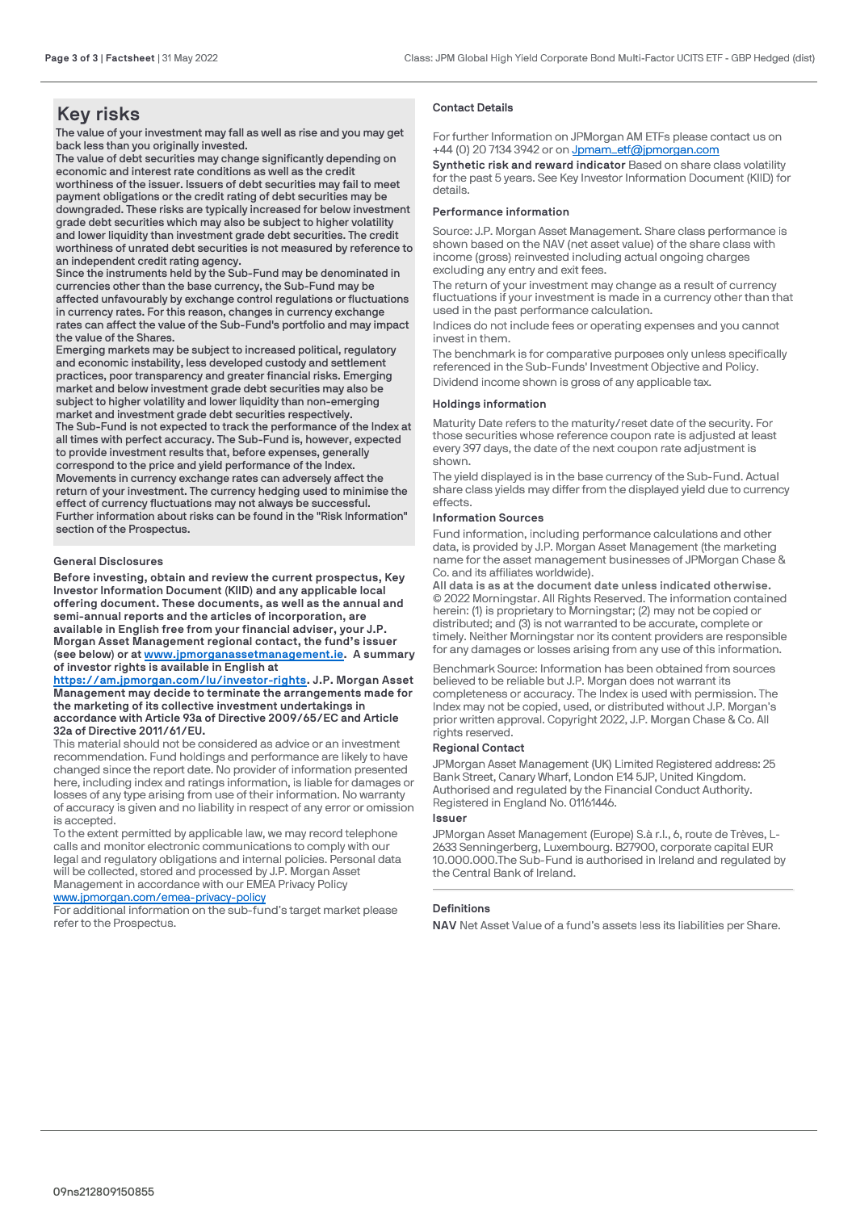## Key risks

The value of your investment may fall as well as rise and you may get back less than you originally invested.
The value of debt securities may change significantly depending on economic and interest rate conditions as well as the credit worthiness of the issuer. Issuers of debt securities may fail to meet payment obligations or the credit rating of debt securities may be downgraded. These risks are typically increased for below investment grade debt securities which may also be subject to higher volatility and lower liquidity than investment grade debt securities. The credit worthiness of unrated debt securities is not measured by reference to an independent credit rating agency.
Since the instruments held by the Sub-Fund may be denominated in currencies other than the base currency, the Sub-Fund may be affected unfavorably by exchange control regulations or fluctuations in currency rates. For this reason, changes in currency exchange rates can affect the value of the Sub-Fund's portfolio and may impact the value of the Shares.
Emerging markets may be subject to increased political, regulatory and economic instability, less developed custody and settlement practices, poor transparency and greater financial risks. Emerging market and below investment grade debt securities may also be subject to higher volatility and lower liquidity than non-emerging market and investment grade debt securities respectively.
The Sub-Fund is not expected to track the performance of the Index at all times with perfect accuracy. The Sub-Fund is, however, expected to provide investment results that, before expenses, generally correspond to the price and yield performance of the Index.
Movements in currency exchange rates can adversely affect the return of your investment. The currency hedging used to minimise the effect of currency fluctuations may not always be successful.
Further information about risks can be found in the "Risk Information" section of the Prospectus.

### General Disclosures

**Before investing, obtain and review the current prospectus, Key Investor Information Document (KIID) and any applicable local offering document. These documents, as well as the annual and semi-annual reports and the articles of incorporation, are available in English free from your financial adviser, your J.P. Morgan Asset Management regional contact, the fund's issuer (see below) or at www.jpmorganassetmanagement.ie. A summary of investor rights is available in English at https://am.jpmorgan.com/lu/investor-rights. J.P. Morgan Asset Management may decide to terminate the arrangements made for the marketing of its collective investment undertakings in accordance with Article 93a of Directive 2009/65/EC and Article 32a of Directive 2011/61/EU.**

This material should not be considered as advice or an investment recommendation. Fund holdings and performance are likely to have changed since the report date. No provider of information presented here, including index and ratings information, is liable for damages or losses of any type arising from use of their information. No warranty of accuracy is given and no liability in respect of any error or omission is accepted.

To the extent permitted by applicable law, we may record telephone calls and monitor electronic communications to comply with our legal and regulatory obligations and internal policies. Personal data will be collected, stored and processed by J.P. Morgan Asset Management in accordance with our EMEA Privacy Policy www.jpmorgan.com/emea-privacy-policy

For additional information on the sub-fund's target market please refer to the Prospectus.

### Contact Details

For further Information on JPMorgan AM ETFs please contact us on +44 (0) 20 7134 3942 or on Jpmam_etf@jpmorgan.com

**Synthetic risk and reward indicator** Based on share class volatility for the past 5 years. See Key Investor Information Document (KIID) for details.

### Performance information

Source: J.P. Morgan Asset Management. Share class performance is shown based on the NAV (net asset value) of the share class with income (gross) reinvested including actual ongoing charges excluding any entry and exit fees.

The return of your investment may change as a result of currency fluctuations if your investment is made in a currency other than that used in the past performance calculation.

Indices do not include fees or operating expenses and you cannot invest in them.

The benchmark is for comparative purposes only unless specifically referenced in the Sub-Funds' Investment Objective and Policy.

Dividend income shown is gross of any applicable tax.

### Holdings information

Maturity Date refers to the maturity/reset date of the security. For those securities whose reference coupon rate is adjusted at least every 397 days, the date of the next coupon rate adjustment is shown.

The yield displayed is in the base currency of the Sub-Fund. Actual share class yields may differ from the displayed yield due to currency effects.

### Information Sources

Fund information, including performance calculations and other data, is provided by J.P. Morgan Asset Management (the marketing name for the asset management businesses of JPMorgan Chase & Co. and its affiliates worldwide).

**All data is as at the document date unless indicated otherwise.**

© 2022 Morningstar. All Rights Reserved. The information contained herein: (1) is proprietary to Morningstar; (2) may not be copied or distributed; and (3) is not warranted to be accurate, complete or timely. Neither Morningstar nor its content providers are responsible for any damages or losses arising from any use of this information.

Benchmark Source: Information has been obtained from sources believed to be reliable but J.P. Morgan does not warrant its completeness or accuracy. The Index is used with permission. The Index may not be copied, used, or distributed without J.P. Morgan's prior written approval. Copyright 2022, J.P. Morgan Chase & Co. All rights reserved.

### Regional Contact

JPMorgan Asset Management (UK) Limited Registered address: 25 Bank Street, Canary Wharf, London E14 5JP, United Kingdom. Authorised and regulated by the Financial Conduct Authority. Registered in England No. 01161446.

### Issuer

JPMorgan Asset Management (Europe) S.à r.l., 6, route de Trèves, L-2633 Senningerberg, Luxembourg. B27900, corporate capital EUR 10.000.000.The Sub-Fund is authorised in Ireland and regulated by the Central Bank of Ireland.

### Definitions

**NAV** Net Asset Value of a fund's assets less its liabilities per Share.

09ns212809150855